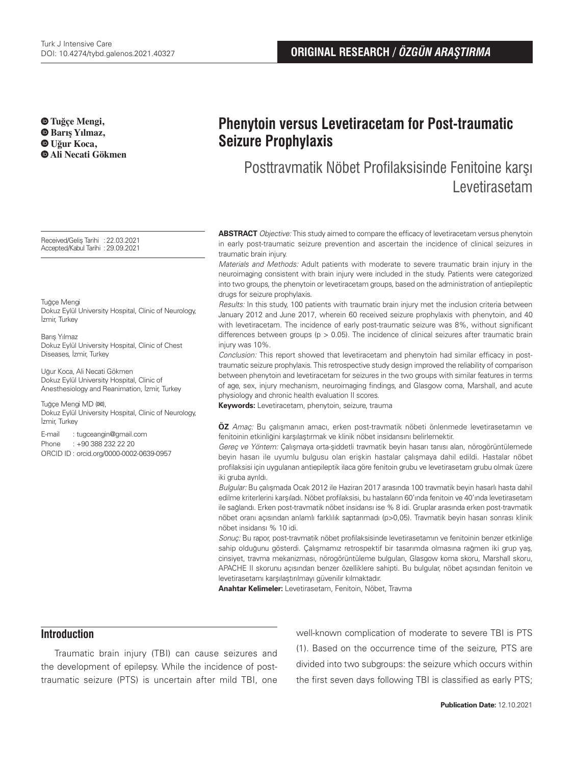**ORIGINAL RESEARCH / *ÖZGÜN ARAŞTIRMA***

# Phenytoin versus Levetiracetam for Post-traumatic Seizure Prophylaxis

## Posttravmatik Nöbet Profilaksisinde Fenitoine karşı Levetirasetam

**Tuğçe Mengi, Barış Yılmaz, Uğur Koca, Ali Necati Gökmen**

Received/Geliş Tarihi : 22.03.2021
Accepted/Kabul Tarihi : 29.09.2021

Tuğçe Mengi
Dokuz Eylül University Hospital, Clinic of Neurology, İzmir, Turkey

Barış Yılmaz
Dokuz Eylül University Hospital, Clinic of Chest Diseases, İzmir, Turkey

Uğur Koca, Ali Necati Gökmen
Dokuz Eylül University Hospital, Clinic of Anesthesiology and Reanimation, İzmir, Turkey

Tuğçe Mengi MD (✉),
Dokuz Eylül University Hospital, Clinic of Neurology, İzmir, Turkey

E-mail : tugceangin@gmail.com
Phone : +90 388 232 22 20
ORCID ID : orcid.org/0000-0002-0639-0957

**ABSTRACT** *Objective:* This study aimed to compare the efficacy of levetiracetam versus phenytoin in early post-traumatic seizure prevention and ascertain the incidence of clinical seizures in traumatic brain injury.

*Materials and Methods:* Adult patients with moderate to severe traumatic brain injury in the neuroimaging consistent with brain injury were included in the study. Patients were categorized into two groups, the phenytoin or levetiracetam groups, based on the administration of antiepileptic drugs for seizure prophylaxis.

*Results:* In this study, 100 patients with traumatic brain injury met the inclusion criteria between January 2012 and June 2017, wherein 60 received seizure prophylaxis with phenytoin, and 40 with levetiracetam. The incidence of early post-traumatic seizure was 8%, without significant differences between groups ($p > 0.05$). The incidence of clinical seizures after traumatic brain injury was 10%.

*Conclusion:* This report showed that levetiracetam and phenytoin had similar efficacy in post-traumatic seizure prophylaxis. This retrospective study design improved the reliability of comparison between phenytoin and levetiracetam for seizures in the two groups with similar features in terms of age, sex, injury mechanism, neuroimaging findings, and Glasgow coma, Marshall, and acute physiology and chronic health evaluation II scores.

**Keywords:** Levetiracetam, phenytoin, seizure, trauma

**ÖZ** *Amaç:* Bu çalışmanın amacı, erken post-travmatik nöbeti önlenmede levetirasetamın ve fenitoinin etkinliğini karşılaştırmak ve klinik nöbet insidansını belirlemektir.

*Gereç ve Yöntem:* Çalışmaya orta-şiddetli travmatik beyin hasarı tanısı alan, nörogörüntülemede beyin hasarı ile uyumlu bulgusu olan erişkin hastalar çalışmaya dahil edildi. Hastalar nöbet profilaksisi için uygulanan antiepileptik ilaca göre fenitoin grubu ve levetirasetam grubu olmak üzere iki gruba ayrıldı.

*Bulgular:* Bu çalışmada Ocak 2012 ile Haziran 2017 arasında 100 travmatik beyin hasarlı hasta dahil edilme kriterlerini karşıladı. Nöbet profilaksisi, bu hastaların 60'ında fenitoin ve 40'ında levetirasetam ile sağlandı. Erken post-travmatik nöbet insidansı ise % 8 idi. Gruplar arasında erken post-travmatik nöbet oranı açısından anlamlı farklılık saptanmadı ($p>0,05$). Travmatik beyin hasarı sonrası klinik nöbet insidansı % 10 idi.

*Sonuç:* Bu rapor, post-travmatik nöbet profilaksisinde levetirasetamın ve fenitoinin benzer etkinliğe sahip olduğunu gösterdi. Çalışmamız retrospektif bir tasarımda olmasına rağmen iki grup yaş, cinsiyet, travma mekanizması, nörogörüntüleme bulguları, Glasgow koma skoru, Marshall skoru, APACHE II skorunu açısından benzer özelliklere sahipti. Bu bulgular, nöbet açısından fenitoin ve levetirasetamı karşılaştırılmayı güvenilir kılmaktadır.

**Anahtar Kelimeler:** Levetirasetam, Fenitoin, Nöbet, Travma

## Introduction

Traumatic brain injury (TBI) can cause seizures and the development of epilepsy. While the incidence of post-traumatic seizure (PTS) is uncertain after mild TBI, one well-known complication of moderate to severe TBI is PTS (1). Based on the occurrence time of the seizure, PTS are divided into two subgroups: the seizure which occurs within the first seven days following TBI is classified as early PTS;

**Publication Date:** 12.10.2021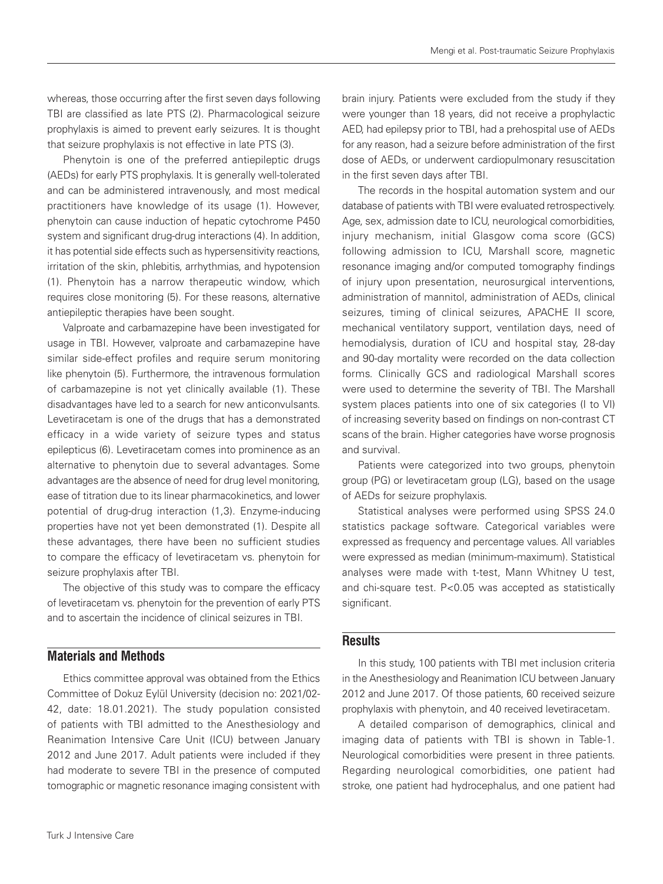whereas, those occurring after the first seven days following TBI are classified as late PTS (2). Pharmacological seizure prophylaxis is aimed to prevent early seizures. It is thought that seizure prophylaxis is not effective in late PTS (3).

Phenytoin is one of the preferred antiepileptic drugs (AEDs) for early PTS prophylaxis. It is generally well-tolerated and can be administered intravenously, and most medical practitioners have knowledge of its usage (1). However, phenytoin can cause induction of hepatic cytochrome P450 system and significant drug-drug interactions (4). In addition, it has potential side effects such as hypersensitivity reactions, irritation of the skin, phlebitis, arrhythmias, and hypotension (1). Phenytoin has a narrow therapeutic window, which requires close monitoring (5). For these reasons, alternative antiepileptic therapies have been sought.

Valproate and carbamazepine have been investigated for usage in TBI. However, valproate and carbamazepine have similar side-effect profiles and require serum monitoring like phenytoin (5). Furthermore, the intravenous formulation of carbamazepine is not yet clinically available (1). These disadvantages have led to a search for new anticonvulsants. Levetiracetam is one of the drugs that has a demonstrated efficacy in a wide variety of seizure types and status epilepticus (6). Levetiracetam comes into prominence as an alternative to phenytoin due to several advantages. Some advantages are the absence of need for drug level monitoring, ease of titration due to its linear pharmacokinetics, and lower potential of drug-drug interaction (1,3). Enzyme-inducing properties have not yet been demonstrated (1). Despite all these advantages, there have been no sufficient studies to compare the efficacy of levetiracetam vs. phenytoin for seizure prophylaxis after TBI.

The objective of this study was to compare the efficacy of levetiracetam vs. phenytoin for the prevention of early PTS and to ascertain the incidence of clinical seizures in TBI.

## Materials and Methods

Ethics committee approval was obtained from the Ethics Committee of Dokuz Eylül University (decision no: 2021/02-42, date: 18.01.2021). The study population consisted of patients with TBI admitted to the Anesthesiology and Reanimation Intensive Care Unit (ICU) between January 2012 and June 2017. Adult patients were included if they had moderate to severe TBI in the presence of computed tomographic or magnetic resonance imaging consistent with brain injury. Patients were excluded from the study if they were younger than 18 years, did not receive a prophylactic AED, had epilepsy prior to TBI, had a prehospital use of AEDs for any reason, had a seizure before administration of the first dose of AEDs, or underwent cardiopulmonary resuscitation in the first seven days after TBI.

The records in the hospital automation system and our database of patients with TBI were evaluated retrospectively. Age, sex, admission date to ICU, neurological comorbidities, injury mechanism, initial Glasgow coma score (GCS) following admission to ICU, Marshall score, magnetic resonance imaging and/or computed tomography findings of injury upon presentation, neurosurgical interventions, administration of mannitol, administration of AEDs, clinical seizures, timing of clinical seizures, APACHE II score, mechanical ventilatory support, ventilation days, need of hemodialysis, duration of ICU and hospital stay, 28-day and 90-day mortality were recorded on the data collection forms. Clinically GCS and radiological Marshall scores were used to determine the severity of TBI. The Marshall system places patients into one of six categories (I to VI) of increasing severity based on findings on non-contrast CT scans of the brain. Higher categories have worse prognosis and survival.

Patients were categorized into two groups, phenytoin group (PG) or levetiracetam group (LG), based on the usage of AEDs for seizure prophylaxis.

Statistical analyses were performed using SPSS 24.0 statistics package software. Categorical variables were expressed as frequency and percentage values. All variables were expressed as median (minimum-maximum). Statistical analyses were made with t-test, Mann Whitney U test, and chi-square test. $P<0.05$ was accepted as statistically significant.

## Results

In this study, 100 patients with TBI met inclusion criteria in the Anesthesiology and Reanimation ICU between January 2012 and June 2017. Of those patients, 60 received seizure prophylaxis with phenytoin, and 40 received levetiracetam.

A detailed comparison of demographics, clinical and imaging data of patients with TBI is shown in Table-1. Neurological comorbidities were present in three patients. Regarding neurological comorbidities, one patient had stroke, one patient had hydrocephalus, and one patient had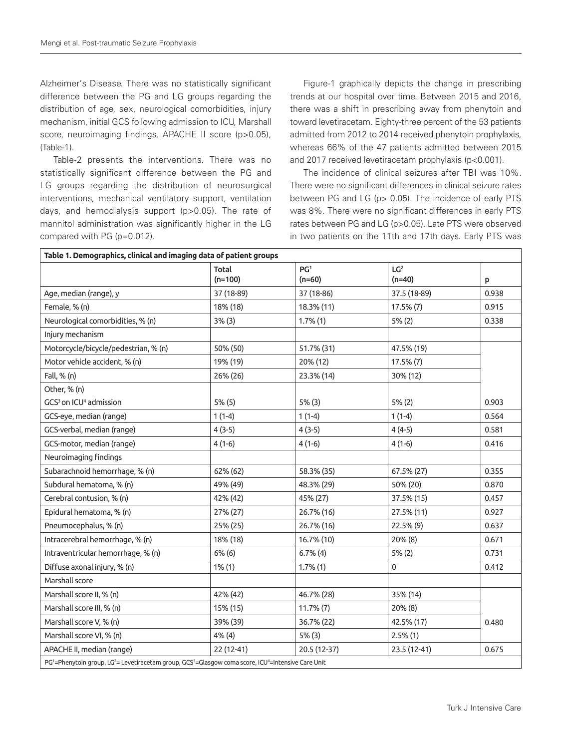Alzheimer's Disease. There was no statistically significant difference between the PG and LG groups regarding the distribution of age, sex, neurological comorbidities, injury mechanism, initial GCS following admission to ICU, Marshall score, neuroimaging findings, APACHE II score (p>0.05), (Table-1).

Table-2 presents the interventions. There was no statistically significant difference between the PG and LG groups regarding the distribution of neurosurgical interventions, mechanical ventilatory support, ventilation days, and hemodialysis support (p>0.05). The rate of mannitol administration was significantly higher in the LG compared with PG (p=0.012).

Figure-1 graphically depicts the change in prescribing trends at our hospital over time. Between 2015 and 2016, there was a shift in prescribing away from phenytoin and toward levetiracetam. Eighty-three percent of the 53 patients admitted from 2012 to 2014 received phenytoin prophylaxis, whereas 66% of the 47 patients admitted between 2015 and 2017 received levetiracetam prophylaxis (p<0.001).

The incidence of clinical seizures after TBI was 10%. There were no significant differences in clinical seizure rates between PG and LG (p> 0.05). The incidence of early PTS was 8%. There were no significant differences in early PTS rates between PG and LG (p>0.05). Late PTS were observed in two patients on the 11th and 17th days. Early PTS was

**Table 1. Demographics, clinical and imaging data of patient groups**

| | Total (n=100) | PG[1] (n=60) | LG[2] (n=40) | p |
|---|---|---|---|---|
| Age, median (range), y | 37 (18-89) | 37 (18-86) | 37.5 (18-89) | 0.938 |
| Female, % (n) | 18% (18) | 18.3% (11) | 17.5% (7) | 0.915 |
| Neurological comorbidities, % (n) | 3% (3) | 1.7% (1) | 5% (2) | 0.338 |
| Injury mechanism | | | | |
| Motorcycle/bicycle/pedestrian, % (n) | 50% (50) | 51.7% (31) | 47.5% (19) | |
| Motor vehicle accident, % (n) | 19% (19) | 20% (12) | 17.5% (7) | |
| Fall, % (n) | 26% (26) | 23.3% (14) | 30% (12) | |
| Other, % (n) | | | | |
| GCS[3] on ICU[4] admission | 5% (5) | 5% (3) | 5% (2) | 0.903 |
| GCS-eye, median (range) | 1 (1-4) | 1 (1-4) | 1 (1-4) | 0.564 |
| GCS-verbal, median (range) | 4 (3-5) | 4 (3-5) | 4 (4-5) | 0.581 |
| GCS-motor, median (range) | 4 (1-6) | 4 (1-6) | 4 (1-6) | 0.416 |
| Neuroimaging findings | | | | |
| Subarachnoid hemorrhage, % (n) | 62% (62) | 58.3% (35) | 67.5% (27) | 0.355 |
| Subdural hematoma, % (n) | 49% (49) | 48.3% (29) | 50% (20) | 0.870 |
| Cerebral contusion, % (n) | 42% (42) | 45% (27) | 37.5% (15) | 0.457 |
| Epidural hematoma, % (n) | 27% (27) | 26.7% (16) | 27.5% (11) | 0.927 |
| Pneumocephalus, % (n) | 25% (25) | 26.7% (16) | 22.5% (9) | 0.637 |
| Intracerebral hemorrhage, % (n) | 18% (18) | 16.7% (10) | 20% (8) | 0.671 |
| Intraventricular hemorrhage, % (n) | 6% (6) | 6.7% (4) | 5% (2) | 0.731 |
| Diffuse axonal injury, % (n) | 1% (1) | 1.7% (1) | 0 | 0.412 |
| Marshall score | | | | |
| Marshall score II, % (n) | 42% (42) | 46.7% (28) | 35% (14) | |
| Marshall score III, % (n) | 15% (15) | 11.7% (7) | 20% (8) | |
| Marshall score V, % (n) | 39% (39) | 36.7% (22) | 42.5% (17) | 0.480 |
| Marshall score VI, % (n) | 4% (4) | 5% (3) | 2.5% (1) | |
| APACHE II, median (range) | 22 (12-41) | 20.5 (12-37) | 23.5 (12-41) | 0.675 |

PG[1]=Phenytoin group, LG[2]= Levetiracetam group, GCS[3]=Glasgow coma score, ICU[4]=Intensive Care Unit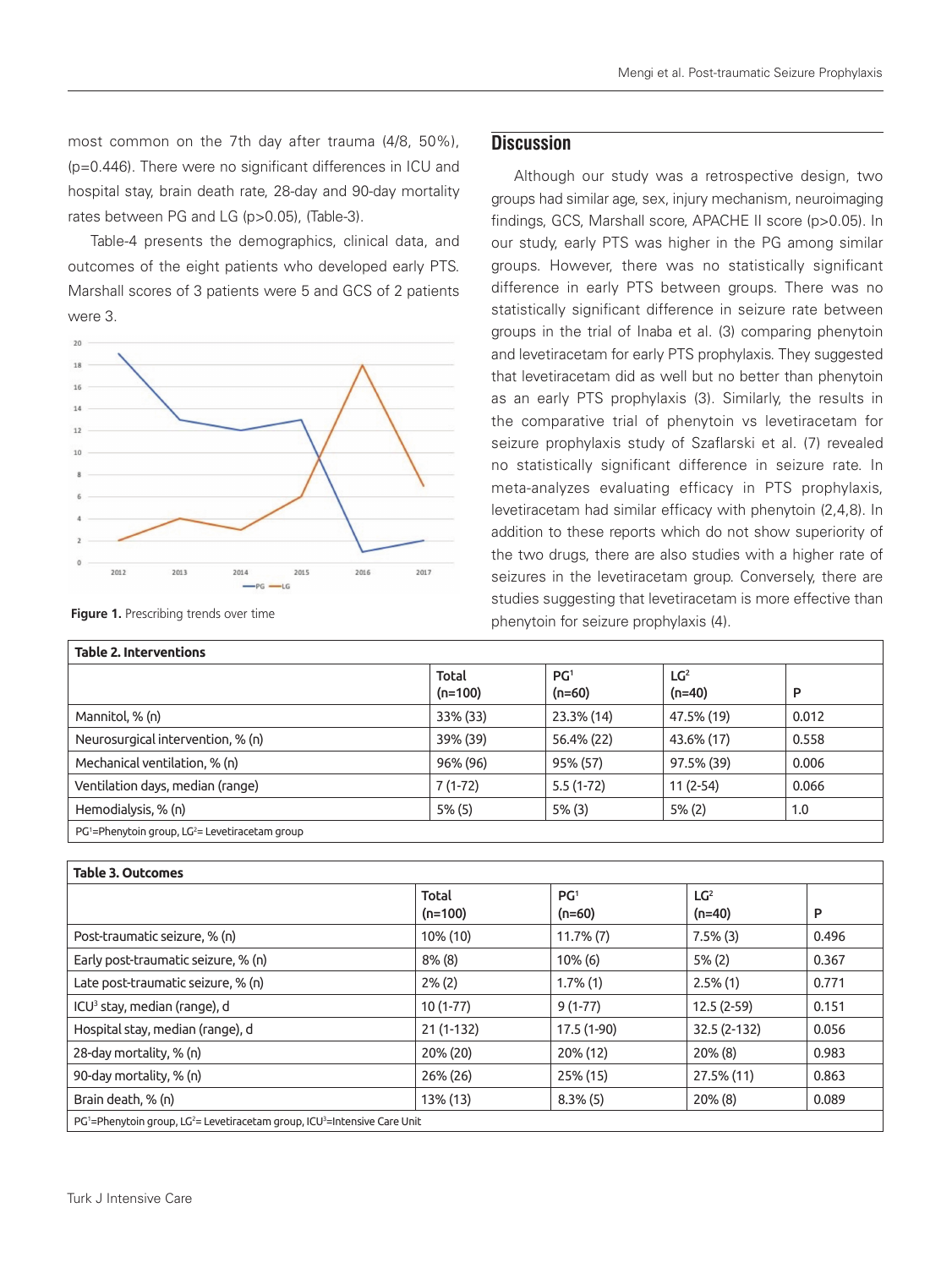most common on the 7th day after trauma (4/8, 50%), (p=0.446). There were no significant differences in ICU and hospital stay, brain death rate, 28-day and 90-day mortality rates between PG and LG (p>0.05), (Table-3).

Table-4 presents the demographics, clinical data, and outcomes of the eight patients who developed early PTS. Marshall scores of 3 patients were 5 and GCS of 2 patients were 3.

**Figure 1.** Prescribing trends over time

## Discussion

Although our study was a retrospective design, two groups had similar age, sex, injury mechanism, neuroimaging findings, GCS, Marshall score, APACHE II score (p>0.05). In our study, early PTS was higher in the PG among similar groups. However, there was no statistically significant difference in early PTS between groups. There was no statistically significant difference in seizure rate between groups in the trial of Inaba et al. (3) comparing phenytoin and levetiracetam for early PTS prophylaxis. They suggested that levetiracetam did as well but no better than phenytoin as an early PTS prophylaxis (3). Similarly, the results in the comparative trial of phenytoin vs levetiracetam for seizure prophylaxis study of Szaflarski et al. (7) revealed no statistically significant difference in seizure rate. In meta-analyzes evaluating efficacy in PTS prophylaxis, levetiracetam had similar efficacy with phenytoin (2,4,8). In addition to these reports which do not show superiority of the two drugs, there are also studies with a higher rate of seizures in the levetiracetam group. Conversely, there are studies suggesting that levetiracetam is more effective than phenytoin for seizure prophylaxis (4).

**Table 2. Interventions**

| | Total (n=100) | PG[1] (n=60) | LG[2] (n=40) | P |
|---|---|---|---|---|
| Mannitol, % (n) | 33% (33) | 23.3% (14) | 47.5% (19) | 0.012 |
| Neurosurgical intervention, % (n) | 39% (39) | 56.4% (22) | 43.6% (17) | 0.558 |
| Mechanical ventilation, % (n) | 96% (96) | 95% (57) | 97.5% (39) | 0.006 |
| Ventilation days, median (range) | 7 (1-72) | 5.5 (1-72) | 11 (2-54) | 0.066 |
| Hemodialysis, % (n) | 5% (5) | 5% (3) | 5% (2) | 1.0 |

PG[1]=Phenytoin group, LG[2]= Levetiracetam group

**Table 3. Outcomes**

| | Total (n=100) | PG[1] (n=60) | LG[2] (n=40) | P |
|---|---|---|---|---|
| Post-traumatic seizure, % (n) | 10% (10) | 11.7% (7) | 7.5% (3) | 0.496 |
| Early post-traumatic seizure, % (n) | 8% (8) | 10% (6) | 5% (2) | 0.367 |
| Late post-traumatic seizure, % (n) | 2% (2) | 1.7% (1) | 2.5% (1) | 0.771 |
| ICU[3] stay, median (range), d | 10 (1-77) | 9 (1-77) | 12.5 (2-59) | 0.151 |
| Hospital stay, median (range), d | 21 (1-132) | 17.5 (1-90) | 32.5 (2-132) | 0.056 |
| 28-day mortality, % (n) | 20% (20) | 20% (12) | 20% (8) | 0.983 |
| 90-day mortality, % (n) | 26% (26) | 25% (15) | 27.5% (11) | 0.863 |
| Brain death, % (n) | 13% (13) | 8.3% (5) | 20% (8) | 0.089 |

PG[1]=Phenytoin group, LG[2]= Levetiracetam group, ICU[3]=Intensive Care Unit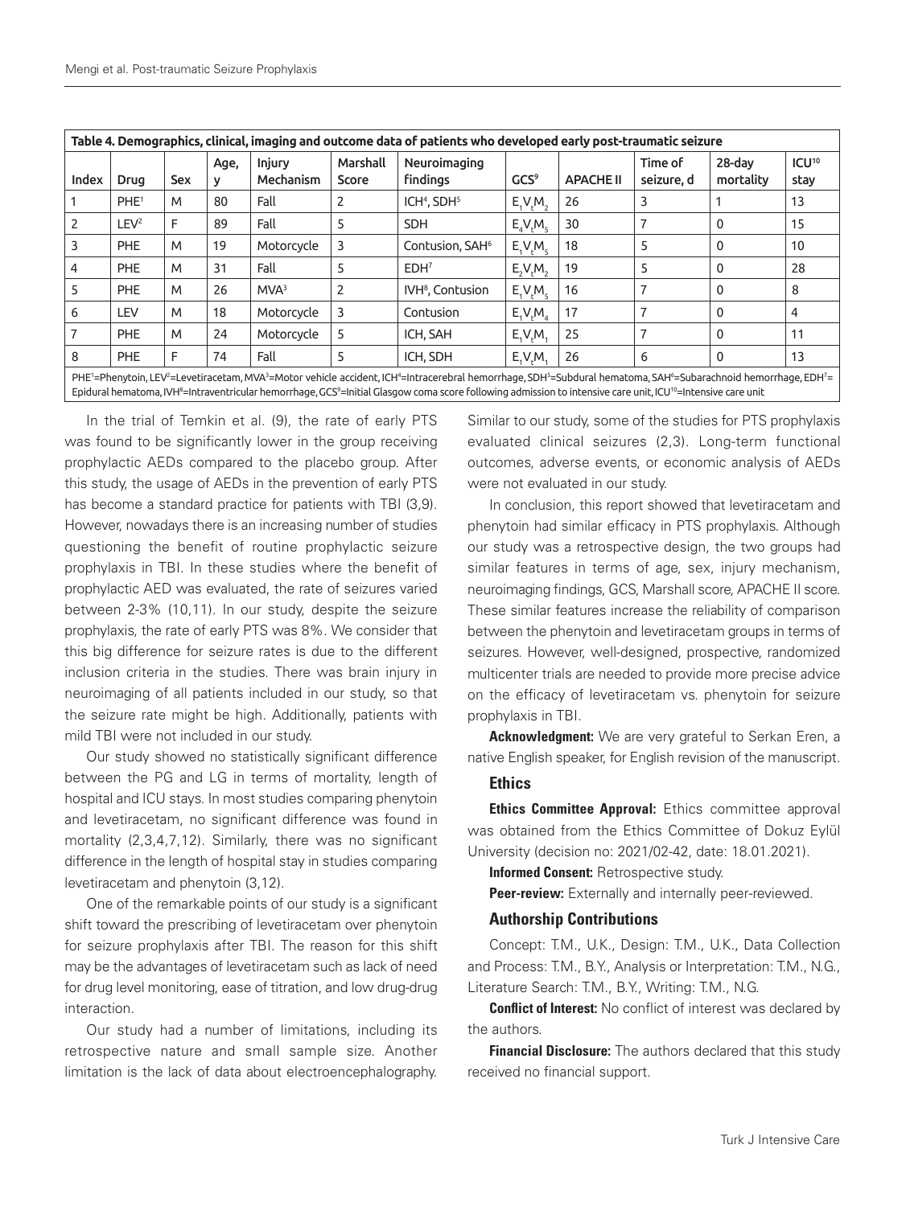**Table 4. Demographics, clinical, imaging and outcome data of patients who developed early post-traumatic seizure**

| Index | Drug | Sex | Age, y | Injury Mechanism | Marshall Score | Neuroimaging findings | GCS[9] | APACHE II | Time of seizure, d | 28-day mortality | ICU[10] stay |
|---|---|---|---|---|---|---|---|---|---|---|---|
| 1 | PHE[1] | M | 80 | Fall | 2 | ICH[4], SDH[5] | $E_1V_tM_2$ | 26 | 3 | 1 | 13 |
| 2 | LEV[2] | F | 89 | Fall | 5 | SDH | $E_4V_tM_5$ | 30 | 7 | 0 | 15 |
| 3 | PHE | M | 19 | Motorcycle | 3 | Contusion, SAH[6] | $E_1V_tM_5$ | 18 | 5 | 0 | 10 |
| 4 | PHE | M | 31 | Fall | 5 | EDH[7] | $E_2V_tM_2$ | 19 | 5 | 0 | 28 |
| 5 | PHE | M | 26 | MVA[3] | 2 | IVH[8], Contusion | $E_1V_tM_5$ | 16 | 7 | 0 | 8 |
| 6 | LEV | M | 18 | Motorcycle | 3 | Contusion | $E_1V_tM_4$ | 17 | 7 | 0 | 4 |
| 7 | PHE | M | 24 | Motorcycle | 5 | ICH, SAH | $E_1V_tM_1$ | 25 | 7 | 0 | 11 |
| 8 | PHE | F | 74 | Fall | 5 | ICH, SDH | $E_1V_tM_1$ | 26 | 6 | 0 | 13 |

PHE[1]=Phenytoin, LEV[2]=Levetiracetam, MVA[3]=Motor vehicle accident, ICH[4]=Intracerebral hemorrhage, SDH[5]=Subdural hematoma, SAH[6]=Subarachnoid hemorrhage, EDH[7]= Epidural hematoma, IVH[8]=Intraventricular hemorrhage, GCS[9]=Initial Glasgow coma score following admission to intensive care unit, ICU[10]=Intensive care unit

In the trial of Temkin et al. (9), the rate of early PTS was found to be significantly lower in the group receiving prophylactic AEDs compared to the placebo group. After this study, the usage of AEDs in the prevention of early PTS has become a standard practice for patients with TBI (3,9). However, nowadays there is an increasing number of studies questioning the benefit of routine prophylactic seizure prophylaxis in TBI. In these studies where the benefit of prophylactic AED was evaluated, the rate of seizures varied between 2-3% (10,11). In our study, despite the seizure prophylaxis, the rate of early PTS was 8%. We consider that this big difference for seizure rates is due to the different inclusion criteria in the studies. There was brain injury in neuroimaging of all patients included in our study, so that the seizure rate might be high. Additionally, patients with mild TBI were not included in our study.

Our study showed no statistically significant difference between the PG and LG in terms of mortality, length of hospital and ICU stays. In most studies comparing phenytoin and levetiracetam, no significant difference was found in mortality (2,3,4,7,12). Similarly, there was no significant difference in the length of hospital stay in studies comparing levetiracetam and phenytoin (3,12).

One of the remarkable points of our study is a significant shift toward the prescribing of levetiracetam over phenytoin for seizure prophylaxis after TBI. The reason for this shift may be the advantages of levetiracetam such as lack of need for drug level monitoring, ease of titration, and low drug-drug interaction.

Our study had a number of limitations, including its retrospective nature and small sample size. Another limitation is the lack of data about electroencephalography. Similar to our study, some of the studies for PTS prophylaxis evaluated clinical seizures (2,3). Long-term functional outcomes, adverse events, or economic analysis of AEDs were not evaluated in our study.

In conclusion, this report showed that levetiracetam and phenytoin had similar efficacy in PTS prophylaxis. Although our study was a retrospective design, the two groups had similar features in terms of age, sex, injury mechanism, neuroimaging findings, GCS, Marshall score, APACHE II score. These similar features increase the reliability of comparison between the phenytoin and levetiracetam groups in terms of seizures. However, well-designed, prospective, randomized multicenter trials are needed to provide more precise advice on the efficacy of levetiracetam vs. phenytoin for seizure prophylaxis in TBI.

**Acknowledgment:** We are very grateful to Serkan Eren, a native English speaker, for English revision of the manuscript.

## Ethics

**Ethics Committee Approval:** Ethics committee approval was obtained from the Ethics Committee of Dokuz Eylül University (decision no: 2021/02-42, date: 18.01.2021).

**Informed Consent:** Retrospective study.

**Peer-review:** Externally and internally peer-reviewed.

## Authorship Contributions

Concept: T.M., U.K., Design: T.M., U.K., Data Collection and Process: T.M., B.Y., Analysis or Interpretation: T.M., N.G., Literature Search: T.M., B.Y., Writing: T.M., N.G.

**Conflict of Interest:** No conflict of interest was declared by the authors.

**Financial Disclosure:** The authors declared that this study received no financial support.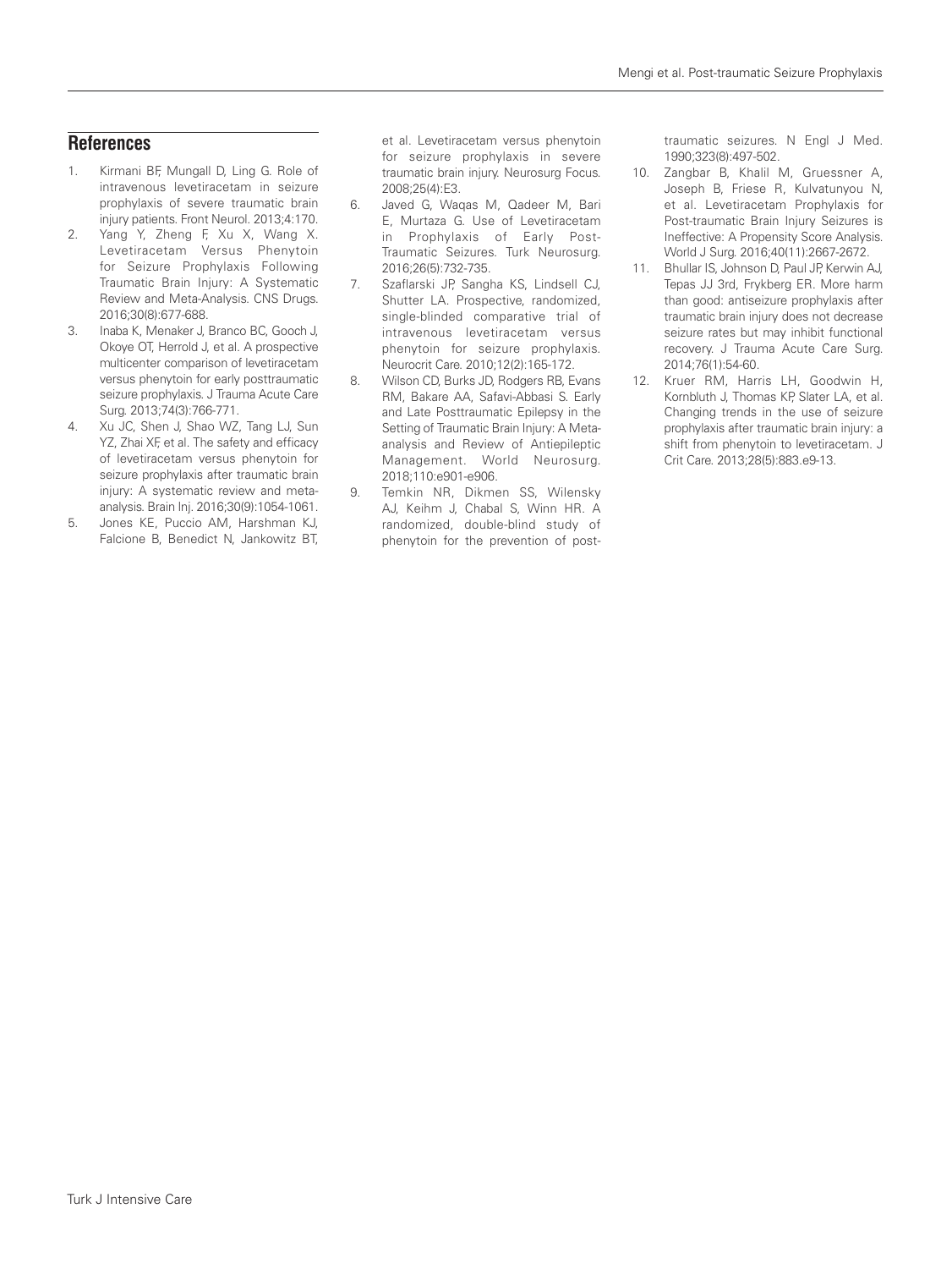## References

1. Kirmani BF, Mungall D, Ling G. Role of intravenous levetiracetam in seizure prophylaxis of severe traumatic brain injury patients. Front Neurol. 2013;4:170.
2. Yang Y, Zheng F, Xu X, Wang X. Levetiracetam Versus Phenytoin for Seizure Prophylaxis Following Traumatic Brain Injury: A Systematic Review and Meta-Analysis. CNS Drugs. 2016;30(8):677-688.
3. Inaba K, Menaker J, Branco BC, Gooch J, Okoye OT, Herrold J, et al. A prospective multicenter comparison of levetiracetam versus phenytoin for early posttraumatic seizure prophylaxis. J Trauma Acute Care Surg. 2013;74(3):766-771.
4. Xu JC, Shen J, Shao WZ, Tang LJ, Sun YZ, Zhai XF, et al. The safety and efficacy of levetiracetam versus phenytoin for seizure prophylaxis after traumatic brain injury: A systematic review and meta-analysis. Brain Inj. 2016;30(9):1054-1061.
5. Jones KE, Puccio AM, Harshman KJ, Falcione B, Benedict N, Jankowitz BT, et al. Levetiracetam versus phenytoin for seizure prophylaxis in severe traumatic brain injury. Neurosurg Focus. 2008;25(4):E3.
6. Javed G, Waqas M, Qadeer M, Bari E, Murtaza G. Use of Levetiracetam in Prophylaxis of Early Post-Traumatic Seizures. Turk Neurosurg. 2016;26(5):732-735.
7. Szaflarski JP, Sangha KS, Lindsell CJ, Shutter LA. Prospective, randomized, single-blinded comparative trial of intravenous levetiracetam versus phenytoin for seizure prophylaxis. Neurocrit Care. 2010;12(2):165-172.
8. Wilson CD, Burks JD, Rodgers RB, Evans RM, Bakare AA, Safavi-Abbasi S. Early and Late Posttraumatic Epilepsy in the Setting of Traumatic Brain Injury: A Meta-analysis and Review of Antiepileptic Management. World Neurosurg. 2018;110:e901-e906.
9. Temkin NR, Dikmen SS, Wilensky AJ, Keihm J, Chabal S, Winn HR. A randomized, double-blind study of phenytoin for the prevention of post-traumatic seizures. N Engl J Med. 1990;323(8):497-502.
10. Zangbar B, Khalil M, Gruessner A, Joseph B, Friese R, Kulvatunyou N, et al. Levetiracetam Prophylaxis for Post-traumatic Brain Injury Seizures is Ineffective: A Propensity Score Analysis. World J Surg. 2016;40(11):2667-2672.
11. Bhullar IS, Johnson D, Paul JP, Kerwin AJ, Tepas JJ 3rd, Frykberg ER. More harm than good: antiseizure prophylaxis after traumatic brain injury does not decrease seizure rates but may inhibit functional recovery. J Trauma Acute Care Surg. 2014;76(1):54-60.
12. Kruer RM, Harris LH, Goodwin H, Kornbluth J, Thomas KP, Slater LA, et al. Changing trends in the use of seizure prophylaxis after traumatic brain injury: a shift from phenytoin to levetiracetam. J Crit Care. 2013;28(5):883.e9-13.